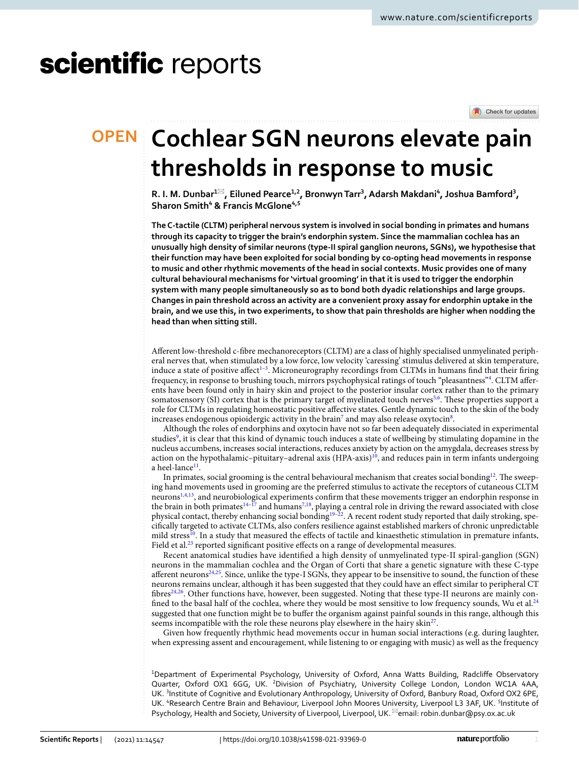# Cochlear SGN neurons elevate pain thresholds in response to music

R. I. M. Dunbar[1]✉, Eiluned Pearce[1,2], Bronwyn Tarr[3], Adarsh Makdani[4], Joshua Bamford[3], Sharon Smith[4] & Francis McGlone[4,5]

**The C-tactile (CLTM) peripheral nervous system is involved in social bonding in primates and humans through its capacity to trigger the brain's endorphin system. Since the mammalian cochlea has an unusually high density of similar neurons (type-II spiral ganglion neurons, SGNs), we hypothesise that their function may have been exploited for social bonding by co-opting head movements in response to music and other rhythmic movements of the head in social contexts. Music provides one of many cultural behavioural mechanisms for 'virtual grooming' in that it is used to trigger the endorphin system with many people simultaneously so as to bond both dyadic relationships and large groups. Changes in pain threshold across an activity are a convenient proxy assay for endorphin uptake in the brain, and we use this, in two experiments, to show that pain thresholds are higher when nodding the head than when sitting still.**

Afferent low-threshold c-fibre mechanoreceptors (CLTM) are a class of highly specialised unmyelinated peripheral nerves that, when stimulated by a low force, low velocity 'caressing' stimulus delivered at skin temperature, induce a state of positive affect[1–3]. Microneurography recordings from CLTMs in humans find that their firing frequency, in response to brushing touch, mirrors psychophysical ratings of touch "pleasantness"[4]. CLTM afferents have been found only in hairy skin and project to the posterior insular cortex rather than to the primary somatosensory (SI) cortex that is the primary target of myelinated touch nerves[5,6]. These properties support a role for CLTMs in regulating homeostatic positive affective states. Gentle dynamic touch to the skin of the body increases endogenous opioidergic activity in the brain[7] and may also release oxytocin[8].

Although the roles of endorphins and oxytocin have not so far been adequately dissociated in experimental studies[9], it is clear that this kind of dynamic touch induces a state of wellbeing by stimulating dopamine in the nucleus accumbens, increases social interactions, reduces anxiety by action on the amygdala, decreases stress by action on the hypothalamic–pituitary–adrenal axis (HPA-axis)[10], and reduces pain in term infants undergoing a heel-lance[11].

In primates, social grooming is the central behavioural mechanism that creates social bonding[12]. The sweeping hand movements used in grooming are the preferred stimulus to activate the receptors of cutaneous CLTM neurons[1,4,13], and neurobiological experiments confirm that these movements trigger an endorphin response in the brain in both primates[14–17] and humans[7,18], playing a central role in driving the reward associated with close physical contact, thereby enhancing social bonding[19–22]. A recent rodent study reported that daily stroking, specifically targeted to activate CLTMs, also confers resilience against established markers of chronic unpredictable mild stress[10]. In a study that measured the effects of tactile and kinaesthetic stimulation in premature infants, Field et al.[23] reported significant positive effects on a range of developmental measures.

Recent anatomical studies have identified a high density of unmyelinated type-II spiral-ganglion (SGN) neurons in the mammalian cochlea and the Organ of Corti that share a genetic signature with these C-type afferent neurons[24,25]. Since, unlike the type-I SGNs, they appear to be insensitive to sound, the function of these neurons remains unclear, although it has been suggested that they could have an effect similar to peripheral CT fibres[24,26]. Other functions have, however, been suggested. Noting that these type-II neurons are mainly confined to the basal half of the cochlea, where they would be most sensitive to low frequency sounds, Wu et al.[24] suggested that one function might be to buffer the organism against painful sounds in this range, although this seems incompatible with the role these neurons play elsewhere in the hairy skin[27].

Given how frequently rhythmic head movements occur in human social interactions (e.g. during laughter, when expressing assent and encouragement, while listening to or engaging with music) as well as the frequency

[1]Department of Experimental Psychology, University of Oxford, Anna Watts Building, Radcliffe Observatory Quarter, Oxford OX1 6GG, UK. [2]Division of Psychiatry, University College London, London WC1A 4AA, UK. [3]Institute of Cognitive and Evolutionary Anthropology, University of Oxford, Banbury Road, Oxford OX2 6PE, UK. [4]Research Centre Brain and Behaviour, Liverpool John Moores University, Liverpool L3 3AF, UK. [5]Institute of Psychology, Health and Society, University of Liverpool, Liverpool, UK. ✉email: robin.dunbar@psy.ox.ac.uk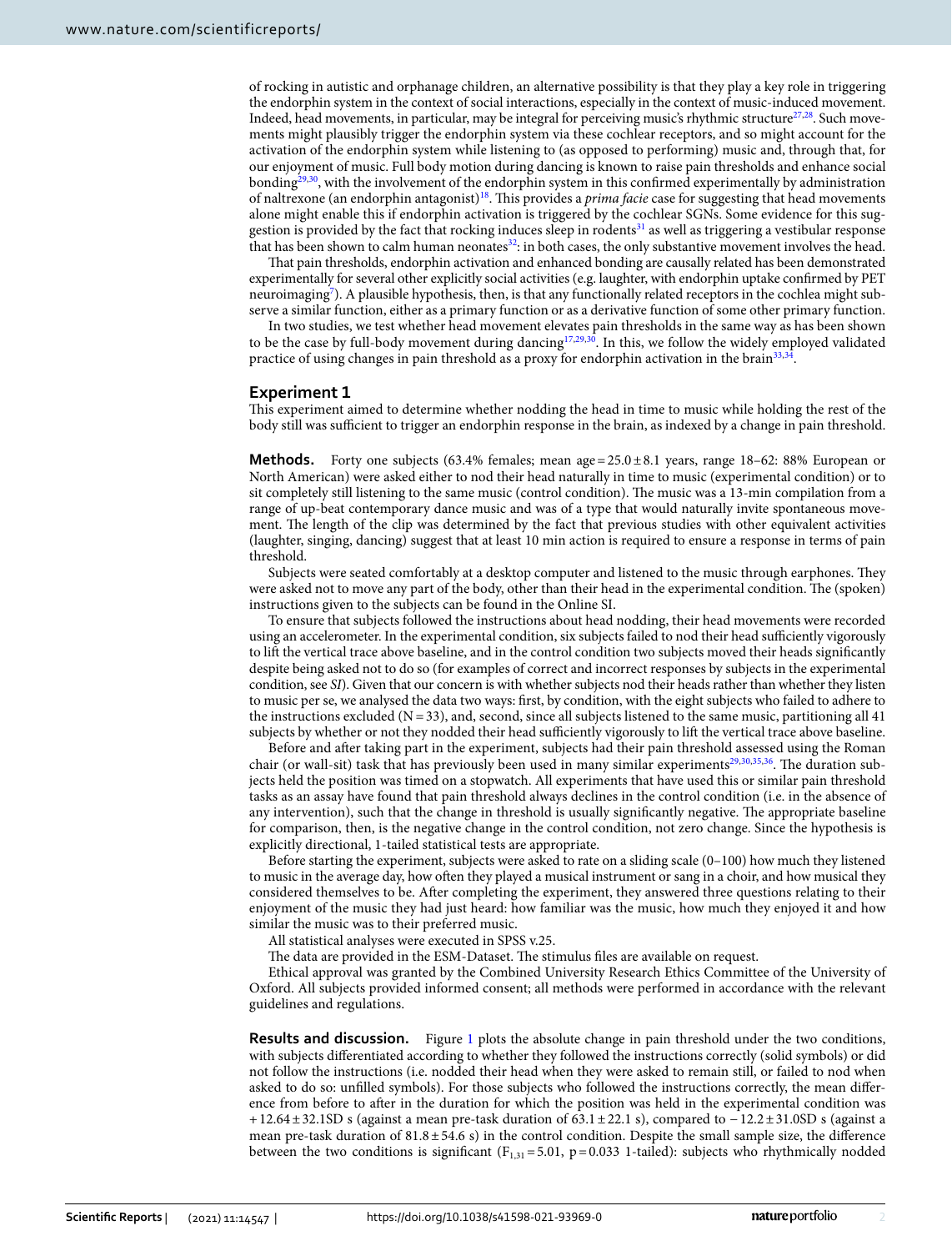of rocking in autistic and orphanage children, an alternative possibility is that they play a key role in triggering the endorphin system in the context of social interactions, especially in the context of music-induced movement. Indeed, head movements, in particular, may be integral for perceiving music's rhythmic structure[27,28]. Such movements might plausibly trigger the endorphin system via these cochlear receptors, and so might account for the activation of the endorphin system while listening to (as opposed to performing) music and, through that, for our enjoyment of music. Full body motion during dancing is known to raise pain thresholds and enhance social bonding[29,30], with the involvement of the endorphin system in this confirmed experimentally by administration of naltrexone (an endorphin antagonist)[18]. This provides a *prima facie* case for suggesting that head movements alone might enable this if endorphin activation is triggered by the cochlear SGNs. Some evidence for this suggestion is provided by the fact that rocking induces sleep in rodents[31] as well as triggering a vestibular response that has been shown to calm human neonates[32]: in both cases, the only substantive movement involves the head.

That pain thresholds, endorphin activation and enhanced bonding are causally related has been demonstrated experimentally for several other explicitly social activities (e.g. laughter, with endorphin uptake confirmed by PET neuroimaging[7]). A plausible hypothesis, then, is that any functionally related receptors in the cochlea might subserve a similar function, either as a primary function or as a derivative function of some other primary function.

In two studies, we test whether head movement elevates pain thresholds in the same way as has been shown to be the case by full-body movement during dancing[17,29,30]. In this, we follow the widely employed validated practice of using changes in pain threshold as a proxy for endorphin activation in the brain[33,34].

## Experiment 1

This experiment aimed to determine whether nodding the head in time to music while holding the rest of the body still was sufficient to trigger an endorphin response in the brain, as indexed by a change in pain threshold.

**Methods.** Forty one subjects (63.4% females; mean age = 25.0 ± 8.1 years, range 18–62: 88% European or North American) were asked either to nod their head naturally in time to music (experimental condition) or to sit completely still listening to the same music (control condition). The music was a 13-min compilation from a range of up-beat contemporary dance music and was of a type that would naturally invite spontaneous movement. The length of the clip was determined by the fact that previous studies with other equivalent activities (laughter, singing, dancing) suggest that at least 10 min action is required to ensure a response in terms of pain threshold.

Subjects were seated comfortably at a desktop computer and listened to the music through earphones. They were asked not to move any part of the body, other than their head in the experimental condition. The (spoken) instructions given to the subjects can be found in the Online SI.

To ensure that subjects followed the instructions about head nodding, their head movements were recorded using an accelerometer. In the experimental condition, six subjects failed to nod their head sufficiently vigorously to lift the vertical trace above baseline, and in the control condition two subjects moved their heads significantly despite being asked not to do so (for examples of correct and incorrect responses by subjects in the experimental condition, see *SI*). Given that our concern is with whether subjects nod their heads rather than whether they listen to music per se, we analysed the data two ways: first, by condition, with the eight subjects who failed to adhere to the instructions excluded (N = 33), and, second, since all subjects listened to the same music, partitioning all 41 subjects by whether or not they nodded their head sufficiently vigorously to lift the vertical trace above baseline.

Before and after taking part in the experiment, subjects had their pain threshold assessed using the Roman chair (or wall-sit) task that has previously been used in many similar experiments[29,30,35,36]. The duration subjects held the position was timed on a stopwatch. All experiments that have used this or similar pain threshold tasks as an assay have found that pain threshold always declines in the control condition (i.e. in the absence of any intervention), such that the change in threshold is usually significantly negative. The appropriate baseline for comparison, then, is the negative change in the control condition, not zero change. Since the hypothesis is explicitly directional, 1-tailed statistical tests are appropriate.

Before starting the experiment, subjects were asked to rate on a sliding scale (0–100) how much they listened to music in the average day, how often they played a musical instrument or sang in a choir, and how musical they considered themselves to be. After completing the experiment, they answered three questions relating to their enjoyment of the music they had just heard: how familiar was the music, how much they enjoyed it and how similar the music was to their preferred music.

All statistical analyses were executed in SPSS v.25.

The data are provided in the ESM-Dataset. The stimulus files are available on request.

Ethical approval was granted by the Combined University Research Ethics Committee of the University of Oxford. All subjects provided informed consent; all methods were performed in accordance with the relevant guidelines and regulations.

**Results and discussion.** Figure 1 plots the absolute change in pain threshold under the two conditions, with subjects differentiated according to whether they followed the instructions correctly (solid symbols) or did not follow the instructions (i.e. nodded their head when they were asked to remain still, or failed to nod when asked to do so: unfilled symbols). For those subjects who followed the instructions correctly, the mean difference from before to after in the duration for which the position was held in the experimental condition was + 12.64 ± 32.1SD s (against a mean pre-task duration of 63.1 ± 22.1 s), compared to − 12.2 ± 31.0SD s (against a mean pre-task duration of 81.8 ± 54.6 s) in the control condition. Despite the small sample size, the difference between the two conditions is significant ($F_{1,31}$ = 5.01, p = 0.033 1-tailed): subjects who rhythmically nodded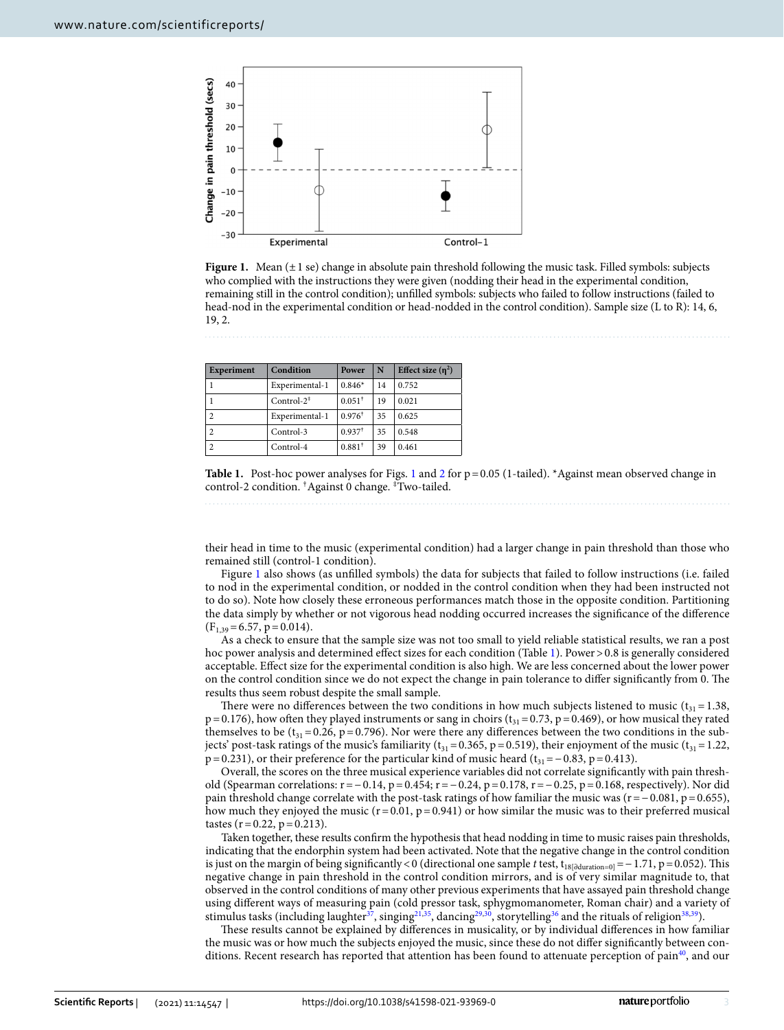**Figure 1.** Mean (± 1 se) change in absolute pain threshold following the music task. Filled symbols: subjects who complied with the instructions they were given (nodding their head in the experimental condition, remaining still in the control condition); unfilled symbols: subjects who failed to follow instructions (failed to head-nod in the experimental condition or head-nodded in the control condition). Sample size (L to R): 14, 6, 19, 2.

| Experiment | Condition | Power | N | Effect size ($\eta^2$) |
|---|---|---|---|---|
| 1 | Experimental-1 | 0.846* | 14 | 0.752 |
| 1 | Control-2‡ | 0.051† | 19 | 0.021 |
| 2 | Experimental-1 | 0.976† | 35 | 0.625 |
| 2 | Control-3 | 0.937† | 35 | 0.548 |
| 2 | Control-4 | 0.881† | 39 | 0.461 |

**Table 1.** Post-hoc power analyses for Figs. 1 and 2 for p = 0.05 (1-tailed). *Against mean observed change in control-2 condition. †Against 0 change. ‡Two-tailed.

their head in time to the music (experimental condition) had a larger change in pain threshold than those who remained still (control-1 condition).

Figure 1 also shows (as unfilled symbols) the data for subjects that failed to follow instructions (i.e. failed to nod in the experimental condition, or nodded in the control condition when they had been instructed not to do so). Note how closely these erroneous performances match those in the opposite condition. Partitioning the data simply by whether or not vigorous head nodding occurred increases the significance of the difference ($F_{1,39} = 6.57$, $p = 0.014$).

As a check to ensure that the sample size was not too small to yield reliable statistical results, we ran a post hoc power analysis and determined effect sizes for each condition (Table 1). Power > 0.8 is generally considered acceptable. Effect size for the experimental condition is also high. We are less concerned about the lower power on the control condition since we do not expect the change in pain tolerance to differ significantly from 0. The results thus seem robust despite the small sample.

There were no differences between the two conditions in how much subjects listened to music ($t_{31} = 1.38$, $p = 0.176$), how often they played instruments or sang in choirs ($t_{31} = 0.73$, $p = 0.469$), or how musical they rated themselves to be ($t_{31} = 0.26$, $p = 0.796$). Nor were there any differences between the two conditions in the subjects' post-task ratings of the music's familiarity ($t_{31} = 0.365$, $p = 0.519$), their enjoyment of the music ($t_{31} = 1.22$, $p = 0.231$), or their preference for the particular kind of music heard ($t_{31} = -0.83$, $p = 0.413$).

Overall, the scores on the three musical experience variables did not correlate significantly with pain threshold (Spearman correlations: $r = -0.14$, $p = 0.454$; $r = -0.24$, $p = 0.178$, $r = -0.25$, $p = 0.168$, respectively). Nor did pain threshold change correlate with the post-task ratings of how familiar the music was ($r = -0.081$, $p = 0.655$), how much they enjoyed the music ($r = 0.01$, $p = 0.941$) or how similar the music was to their preferred musical tastes ($r = 0.22$, $p = 0.213$).

Taken together, these results confirm the hypothesis that head nodding in time to music raises pain thresholds, indicating that the endorphin system had been activated. Note that the negative change in the control condition is just on the margin of being significantly < 0 (directional one sample *t* test, $t_{18[\partial \text{duration}=0]} = -1.71$, $p = 0.052$). This negative change in pain threshold in the control condition mirrors, and is of very similar magnitude to, that observed in the control conditions of many other previous experiments that have assayed pain threshold change using different ways of measuring pain (cold pressor task, sphygmomanometer, Roman chair) and a variety of stimulus tasks (including laughter[37], singing[21,35], dancing[29,30], storytelling[36] and the rituals of religion[38,39]).

These results cannot be explained by differences in musicality, or by individual differences in how familiar the music was or how much the subjects enjoyed the music, since these do not differ significantly between conditions. Recent research has reported that attention has been found to attenuate perception of pain[40], and our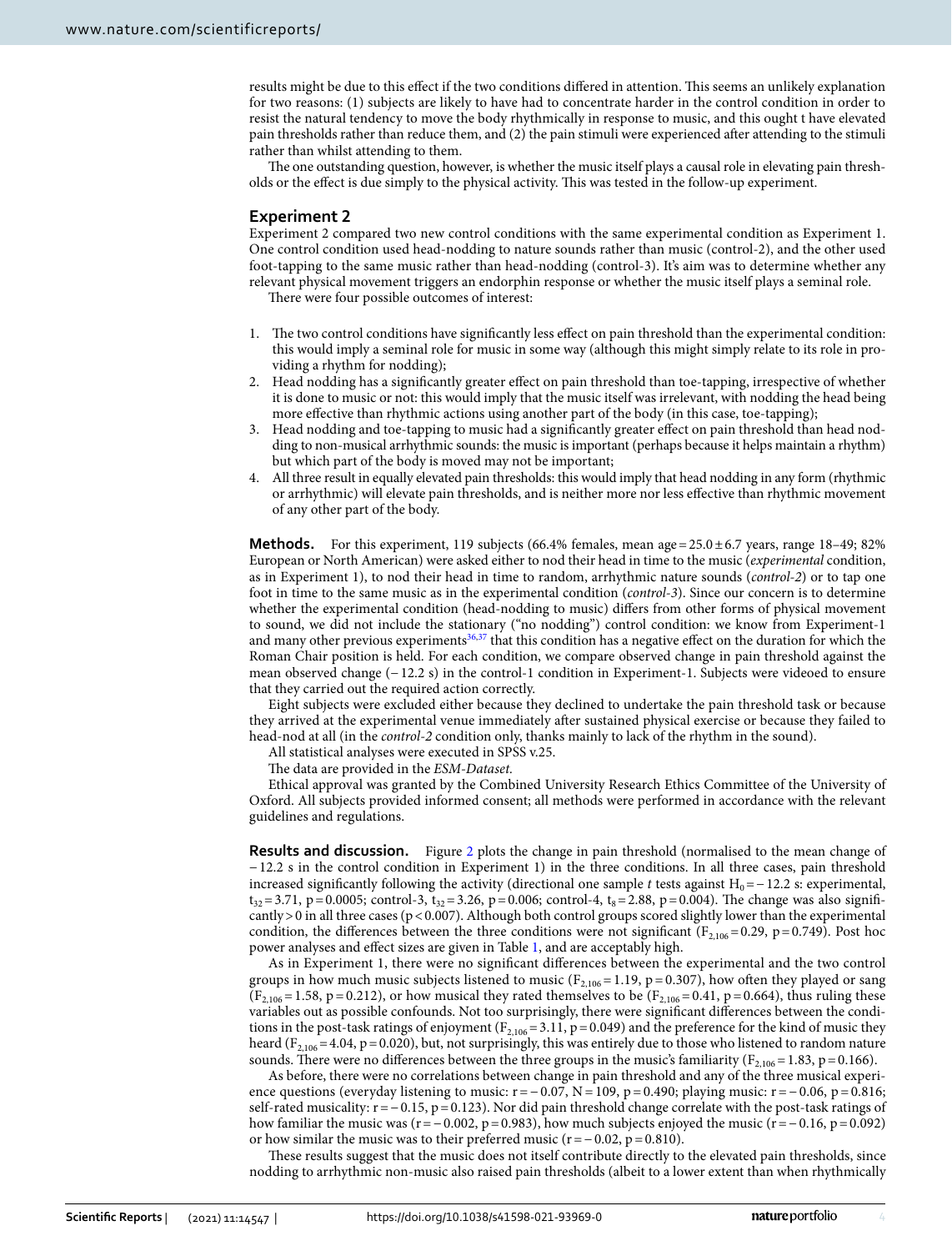results might be due to this effect if the two conditions differed in attention. This seems an unlikely explanation for two reasons: (1) subjects are likely to have had to concentrate harder in the control condition in order to resist the natural tendency to move the body rhythmically in response to music, and this ought t have elevated pain thresholds rather than reduce them, and (2) the pain stimuli were experienced after attending to the stimuli rather than whilst attending to them.

The one outstanding question, however, is whether the music itself plays a causal role in elevating pain thresholds or the effect is due simply to the physical activity. This was tested in the follow-up experiment.

## Experiment 2

Experiment 2 compared two new control conditions with the same experimental condition as Experiment 1. One control condition used head-nodding to nature sounds rather than music (control-2), and the other used foot-tapping to the same music rather than head-nodding (control-3). It's aim was to determine whether any relevant physical movement triggers an endorphin response or whether the music itself plays a seminal role.

There were four possible outcomes of interest:

1. The two control conditions have significantly less effect on pain threshold than the experimental condition: this would imply a seminal role for music in some way (although this might simply relate to its role in providing a rhythm for nodding);
2. Head nodding has a significantly greater effect on pain threshold than toe-tapping, irrespective of whether it is done to music or not: this would imply that the music itself was irrelevant, with nodding the head being more effective than rhythmic actions using another part of the body (in this case, toe-tapping);
3. Head nodding and toe-tapping to music had a significantly greater effect on pain threshold than head nodding to non-musical arrhythmic sounds: the music is important (perhaps because it helps maintain a rhythm) but which part of the body is moved may not be important;
4. All three result in equally elevated pain thresholds: this would imply that head nodding in any form (rhythmic or arrhythmic) will elevate pain thresholds, and is neither more nor less effective than rhythmic movement of any other part of the body.

**Methods.** For this experiment, 119 subjects (66.4% females, mean age = 25.0 ± 6.7 years, range 18–49; 82% European or North American) were asked either to nod their head in time to the music (*experimental* condition, as in Experiment 1), to nod their head in time to random, arrhythmic nature sounds (*control-2*) or to tap one foot in time to the same music as in the experimental condition (*control-3*). Since our concern is to determine whether the experimental condition (head-nodding to music) differs from other forms of physical movement to sound, we did not include the stationary ("no nodding") control condition: we know from Experiment-1 and many other previous experiments[36,37] that this condition has a negative effect on the duration for which the Roman Chair position is held. For each condition, we compare observed change in pain threshold against the mean observed change (−12.2 s) in the control-1 condition in Experiment-1. Subjects were videoed to ensure that they carried out the required action correctly.

Eight subjects were excluded either because they declined to undertake the pain threshold task or because they arrived at the experimental venue immediately after sustained physical exercise or because they failed to head-nod at all (in the *control-2* condition only, thanks mainly to lack of the rhythm in the sound).

All statistical analyses were executed in SPSS v.25.

The data are provided in the *ESM-Dataset*.

Ethical approval was granted by the Combined University Research Ethics Committee of the University of Oxford. All subjects provided informed consent; all methods were performed in accordance with the relevant guidelines and regulations.

**Results and discussion.** Figure 2 plots the change in pain threshold (normalised to the mean change of −12.2 s in the control condition in Experiment 1) in the three conditions. In all three cases, pain threshold increased significantly following the activity (directional one sample *t* tests against $H_0 = -12.2$ s: experimental, $t_{32} = 3.71$, $p = 0.0005$; control-3, $t_{32} = 3.26$, $p = 0.006$; control-4, $t_8 = 2.88$, $p = 0.004$). The change was also significantly > 0 in all three cases ($p < 0.007$). Although both control groups scored slightly lower than the experimental condition, the differences between the three conditions were not significant ($F_{2,106} = 0.29$, $p = 0.749$). Post hoc power analyses and effect sizes are given in Table 1, and are acceptably high.

As in Experiment 1, there were no significant differences between the experimental and the two control groups in how much music subjects listened to music ($F_{2,106} = 1.19$, $p = 0.307$), how often they played or sang ($F_{2,106} = 1.58$, $p = 0.212$), or how musical they rated themselves to be ($F_{2,106} = 0.41$, $p = 0.664$), thus ruling these variables out as possible confounds. Not too surprisingly, there were significant differences between the conditions in the post-task ratings of enjoyment ($F_{2,106} = 3.11$, $p = 0.049$) and the preference for the kind of music they heard ($F_{2,106} = 4.04$, $p = 0.020$), but, not surprisingly, this was entirely due to those who listened to random nature sounds. There were no differences between the three groups in the music's familiarity ($F_{2,106} = 1.83$, $p = 0.166$).

As before, there were no correlations between change in pain threshold and any of the three musical experience questions (everyday listening to music: $r = -0.07$, $N = 109$, $p = 0.490$; playing music: $r = -0.06$, $p = 0.816$; self-rated musicality: $r = -0.15$, $p = 0.123$). Nor did pain threshold change correlate with the post-task ratings of how familiar the music was ($r = -0.002$, $p = 0.983$), how much subjects enjoyed the music ($r = -0.16$, $p = 0.092$) or how similar the music was to their preferred music ($r = -0.02$, $p = 0.810$).

These results suggest that the music does not itself contribute directly to the elevated pain thresholds, since nodding to arrhythmic non-music also raised pain thresholds (albeit to a lower extent than when rhythmically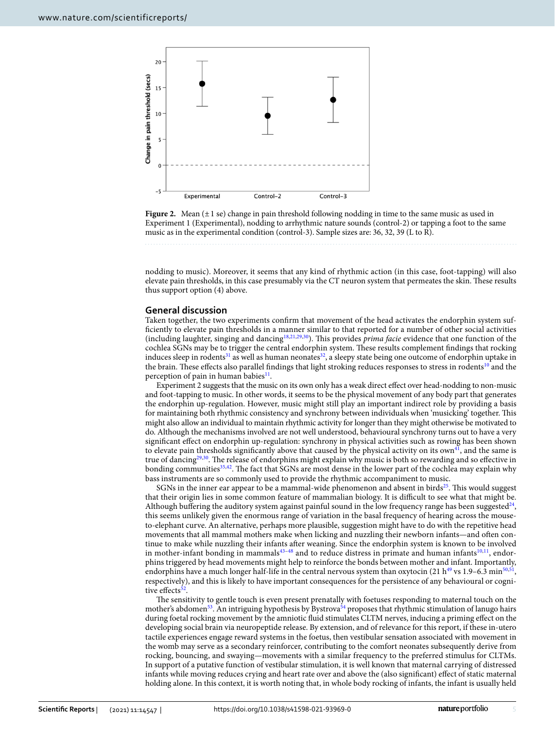Figure 2. Mean (± 1 se) change in pain threshold following nodding in time to the same music as used in Experiment 1 (Experimental), nodding to arrhythmic nature sounds (control-2) or tapping a foot to the same music as in the experimental condition (control-3). Sample sizes are: 36, 32, 39 (L to R).

nodding to music). Moreover, it seems that any kind of rhythmic action (in this case, foot-tapping) will also elevate pain thresholds, in this case presumably via the CT neuron system that permeates the skin. These results thus support option (4) above.

## General discussion

Taken together, the two experiments confirm that movement of the head activates the endorphin system sufficiently to elevate pain thresholds in a manner similar to that reported for a number of other social activities (including laughter, singing and dancing[18,21,29,30]). This provides *prima facie* evidence that one function of the cochlea SGNs may be to trigger the central endorphin system. These results complement findings that rocking induces sleep in rodents[31] as well as human neonates[32], a sleepy state being one outcome of endorphin uptake in the brain. These effects also parallel findings that light stroking reduces responses to stress in rodents[10] and the perception of pain in human babies[11].

Experiment 2 suggests that the music on its own only has a weak direct effect over head-nodding to non-music and foot-tapping to music. In other words, it seems to be the physical movement of any body part that generates the endorphin up-regulation. However, music might still play an important indirect role by providing a basis for maintaining both rhythmic consistency and synchrony between individuals when 'musicking' together. This might also allow an individual to maintain rhythmic activity for longer than they might otherwise be motivated to do. Although the mechanisms involved are not well understood, behavioural synchrony turns out to have a very significant effect on endorphin up-regulation: synchrony in physical activities such as rowing has been shown to elevate pain thresholds significantly above that caused by the physical activity on its own[41], and the same is true of dancing[29,30]. The release of endorphins might explain why music is both so rewarding and so effective in bonding communities[35,42]. The fact that SGNs are most dense in the lower part of the cochlea may explain why bass instruments are so commonly used to provide the rhythmic accompaniment to music.

SGNs in the inner ear appear to be a mammal-wide phenomenon and absent in birds[25]. This would suggest that their origin lies in some common feature of mammalian biology. It is difficult to see what that might be. Although buffering the auditory system against painful sound in the low frequency range has been suggested[24], this seems unlikely given the enormous range of variation in the basal frequency of hearing across the mouse-to-elephant curve. An alternative, perhaps more plausible, suggestion might have to do with the repetitive head movements that all mammal mothers make when licking and nuzzling their newborn infants—and often continue to make while nuzzling their infants after weaning. Since the endorphin system is known to be involved in mother-infant bonding in mammals[43–48] and to reduce distress in primate and human infants[10,11], endorphins triggered by head movements might help to reinforce the bonds between mother and infant. Importantly, endorphins have a much longer half-life in the central nervous system than oxytocin (21 h[49] vs 1.9–6.3 min[50,51], respectively), and this is likely to have important consequences for the persistence of any behavioural or cognitive effects[52].

The sensitivity to gentle touch is even present prenatally with foetuses responding to maternal touch on the mother's abdomen[53]. An intriguing hypothesis by Bystrova[54] proposes that rhythmic stimulation of lanugo hairs during foetal rocking movement by the amniotic fluid stimulates CLTM nerves, inducing a priming effect on the developing social brain via neuropeptide release. By extension, and of relevance for this report, if these in-utero tactile experiences engage reward systems in the foetus, then vestibular sensation associated with movement in the womb may serve as a secondary reinforcer, contributing to the comfort neonates subsequently derive from rocking, bouncing, and swaying—movements with a similar frequency to the preferred stimulus for CLTMs. In support of a putative function of vestibular stimulation, it is well known that maternal carrying of distressed infants while moving reduces crying and heart rate over and above the (also significant) effect of static maternal holding alone. In this context, it is worth noting that, in whole body rocking of infants, the infant is usually held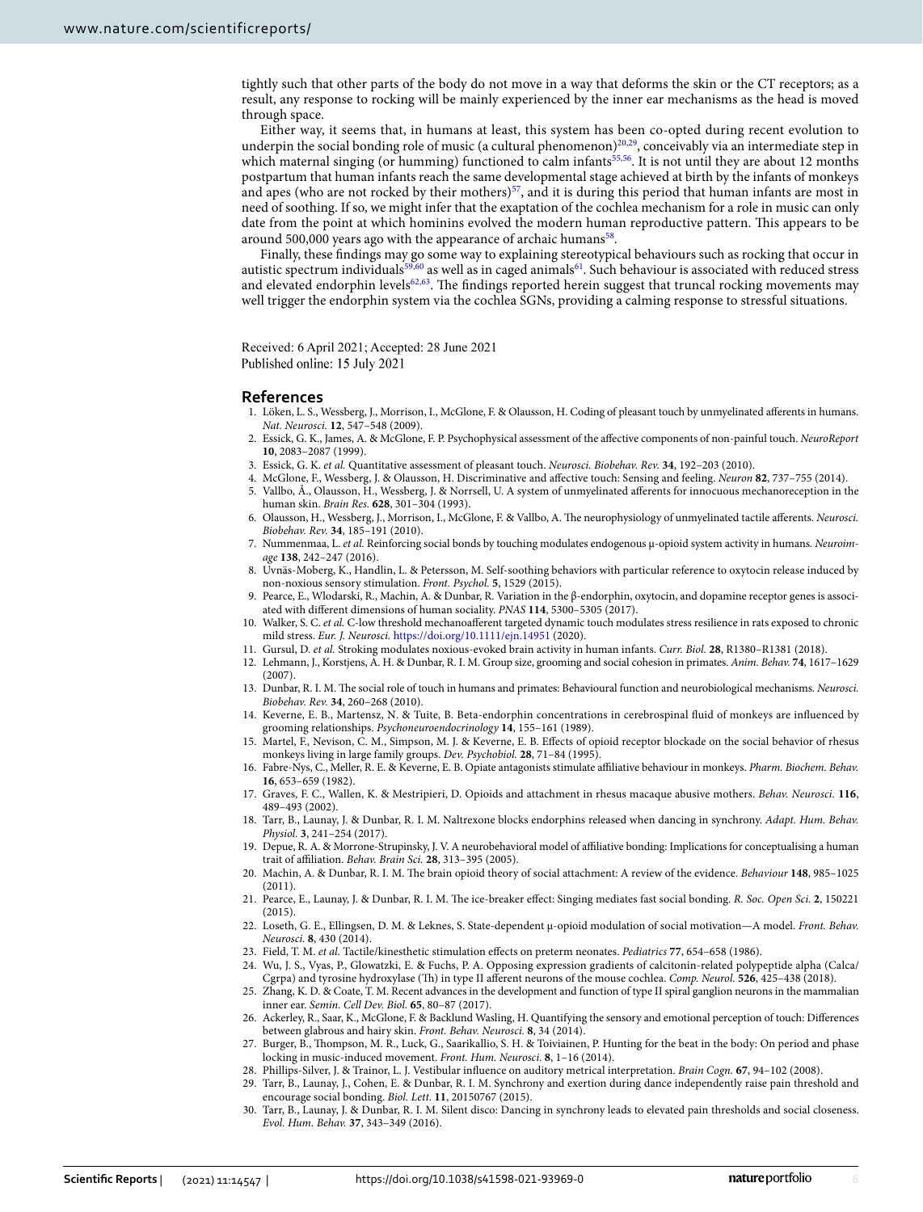tightly such that other parts of the body do not move in a way that deforms the skin or the CT receptors; as a result, any response to rocking will be mainly experienced by the inner ear mechanisms as the head is moved through space.

Either way, it seems that, in humans at least, this system has been co-opted during recent evolution to underpin the social bonding role of music (a cultural phenomenon)[20,29], conceivably via an intermediate step in which maternal singing (or humming) functioned to calm infants[55,56]. It is not until they are about 12 months postpartum that human infants reach the same developmental stage achieved at birth by the infants of monkeys and apes (who are not rocked by their mothers)[57], and it is during this period that human infants are most in need of soothing. If so, we might infer that the exaptation of the cochlea mechanism for a role in music can only date from the point at which hominins evolved the modern human reproductive pattern. This appears to be around 500,000 years ago with the appearance of archaic humans[58].

Finally, these findings may go some way to explaining stereotypical behaviours such as rocking that occur in autistic spectrum individuals[59,60] as well as in caged animals[61]. Such behaviour is associated with reduced stress and elevated endorphin levels[62,63]. The findings reported herein suggest that truncal rocking movements may well trigger the endorphin system via the cochlea SGNs, providing a calming response to stressful situations.

Received: 6 April 2021; Accepted: 28 June 2021
Published online: 15 July 2021

## References

1. Löken, L. S., Wessberg, J., Morrison, I., McGlone, F. & Olausson, H. Coding of pleasant touch by unmyelinated afferents in humans. *Nat. Neurosci.* **12**, 547–548 (2009).
2. Essick, G. K., James, A. & McGlone, F. P. Psychophysical assessment of the affective components of non-painful touch. *NeuroReport* **10**, 2083–2087 (1999).
3. Essick, G. K. *et al.* Quantitative assessment of pleasant touch. *Neurosci. Biobehav. Rev.* **34**, 192–203 (2010).
4. McGlone, F., Wessberg, J. & Olausson, H. Discriminative and affective touch: Sensing and feeling. *Neuron* **82**, 737–755 (2014).
5. Vallbo, Å., Olausson, H., Wessberg, J. & Norrsell, U. A system of unmyelinated afferents for innocuous mechanoreception in the human skin. *Brain Res.* **628**, 301–304 (1993).
6. Olausson, H., Wessberg, J., Morrison, I., McGlone, F. & Vallbo, A. The neurophysiology of unmyelinated tactile afferents. *Neurosci. Biobehav. Rev.* **34**, 185–191 (2010).
7. Nummenmaa, L. *et al.* Reinforcing social bonds by touching modulates endogenous μ-opioid system activity in humans. *Neuroimage* **138**, 242–247 (2016).
8. Uvnäs-Moberg, K., Handlin, L. & Petersson, M. Self-soothing behaviors with particular reference to oxytocin release induced by non-noxious sensory stimulation. *Front. Psychol.* **5**, 1529 (2015).
9. Pearce, E., Wlodarski, R., Machin, A. & Dunbar, R. Variation in the β-endorphin, oxytocin, and dopamine receptor genes is associated with different dimensions of human sociality. *PNAS* **114**, 5300–5305 (2017).
10. Walker, S. C. *et al.* C-low threshold mechanoafferent targeted dynamic touch modulates stress resilience in rats exposed to chronic mild stress. *Eur. J. Neurosci.* https://doi.org/10.1111/ejn.14951 (2020).
11. Gursul, D. *et al.* Stroking modulates noxious-evoked brain activity in human infants. *Curr. Biol.* **28**, R1380–R1381 (2018).
12. Lehmann, J., Korstjens, A. H. & Dunbar, R. I. M. Group size, grooming and social cohesion in primates. *Anim. Behav.* **74**, 1617–1629 (2007).
13. Dunbar, R. I. M. The social role of touch in humans and primates: Behavioural function and neurobiological mechanisms. *Neurosci. Biobehav. Rev.* **34**, 260–268 (2010).
14. Keverne, E. B., Martensz, N. & Tuite, B. Beta-endorphin concentrations in cerebrospinal fluid of monkeys are influenced by grooming relationships. *Psychoneuroendocrinology* **14**, 155–161 (1989).
15. Martel, F., Nevison, C. M., Simpson, M. J. & Keverne, E. B. Effects of opioid receptor blockade on the social behavior of rhesus monkeys living in large family groups. *Dev. Psychobiol.* **28**, 71–84 (1995).
16. Fabre-Nys, C., Meller, R. E. & Keverne, E. B. Opiate antagonists stimulate affiliative behaviour in monkeys. *Pharm. Biochem. Behav.* **16**, 653–659 (1982).
17. Graves, F. C., Wallen, K. & Mestripieri, D. Opioids and attachment in rhesus macaque abusive mothers. *Behav. Neurosci.* **116**, 489–493 (2002).
18. Tarr, B., Launay, J. & Dunbar, R. I. M. Naltrexone blocks endorphins released when dancing in synchrony. *Adapt. Hum. Behav. Physiol.* **3**, 241–254 (2017).
19. Depue, R. A. & Morrone-Strupinsky, J. V. A neurobehavioral model of affiliative bonding: Implications for conceptualising a human trait of affiliation. *Behav. Brain Sci.* **28**, 313–395 (2005).
20. Machin, A. & Dunbar, R. I. M. The brain opioid theory of social attachment: A review of the evidence. *Behaviour* **148**, 985–1025 (2011).
21. Pearce, E., Launay, J. & Dunbar, R. I. M. The ice-breaker effect: Singing mediates fast social bonding. *R. Soc. Open Sci.* **2**, 150221 (2015).
22. Loseth, G. E., Ellingsen, D. M. & Leknes, S. State-dependent μ-opioid modulation of social motivation—A model. *Front. Behav. Neurosci.* **8**, 430 (2014).
23. Field, T. M. *et al.* Tactile/kinesthetic stimulation effects on preterm neonates. *Pediatrics* **77**, 654–658 (1986).
24. Wu, J. S., Vyas, P., Glowatzki, E. & Fuchs, P. A. Opposing expression gradients of calcitonin-related polypeptide alpha (Calca/Cgrpa) and tyrosine hydroxylase (Th) in type II afferent neurons of the mouse cochlea. *Comp. Neurol.* **526**, 425–438 (2018).
25. Zhang, K. D. & Coate, T. M. Recent advances in the development and function of type II spiral ganglion neurons in the mammalian inner ear. *Semin. Cell Dev. Biol.* **65**, 80–87 (2017).
26. Ackerley, R., Saar, K., McGlone, F. & Backlund Wasling, H. Quantifying the sensory and emotional perception of touch: Differences between glabrous and hairy skin. *Front. Behav. Neurosci.* **8**, 34 (2014).
27. Burger, B., Thompson, M. R., Luck, G., Saarikallio, S. H. & Toiviainen, P. Hunting for the beat in the body: On period and phase locking in music-induced movement. *Front. Hum. Neurosci.* **8**, 1–16 (2014).
28. Phillips-Silver, J. & Trainor, L. J. Vestibular influence on auditory metrical interpretation. *Brain Cogn.* **67**, 94–102 (2008).
29. Tarr, B., Launay, J., Cohen, E. & Dunbar, R. I. M. Synchrony and exertion during dance independently raise pain threshold and encourage social bonding. *Biol. Lett.* **11**, 20150767 (2015).
30. Tarr, B., Launay, J. & Dunbar, R. I. M. Silent disco: Dancing in synchrony leads to elevated pain thresholds and social closeness. *Evol. Hum. Behav.* **37**, 343–349 (2016).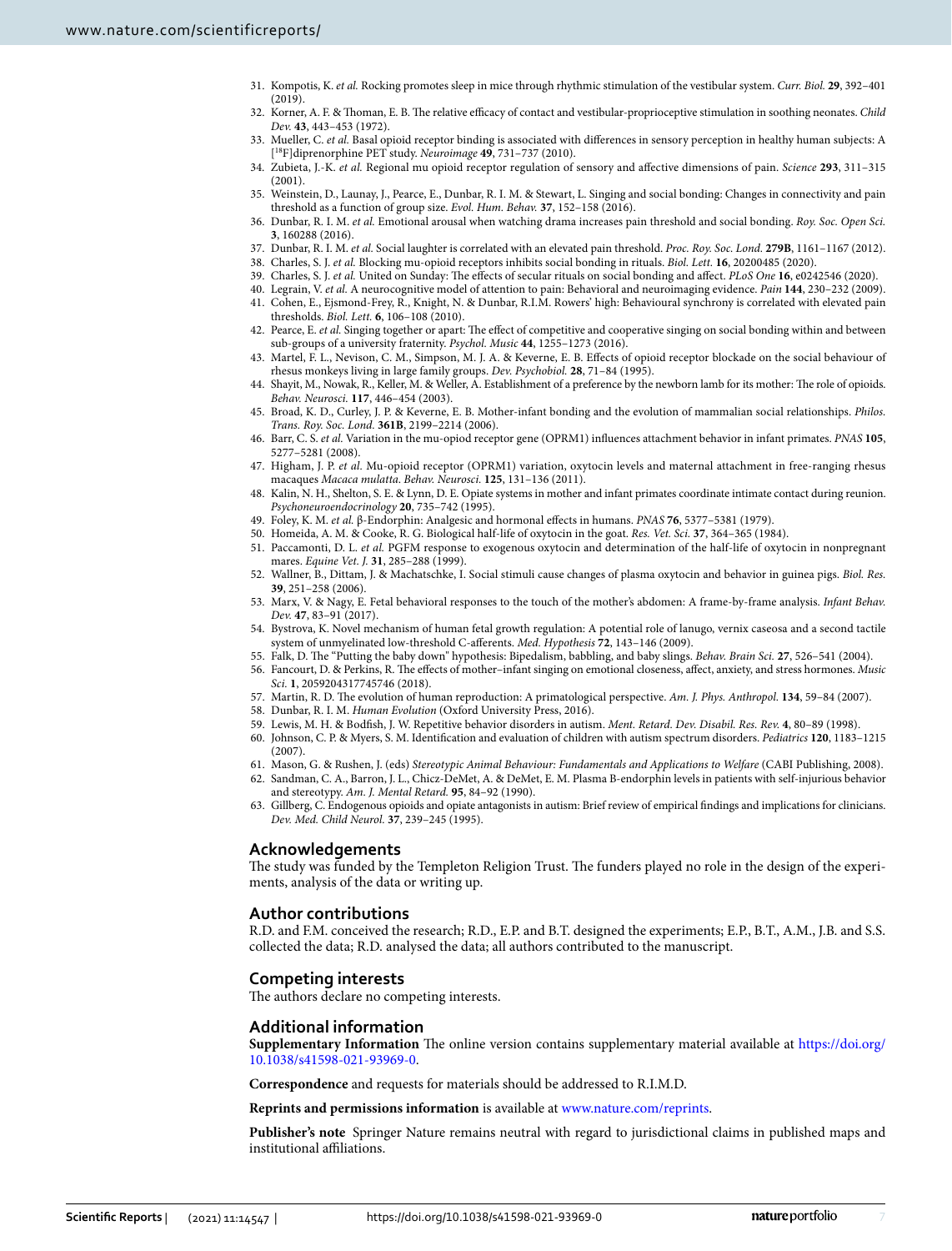31. Kompotis, K. *et al.* Rocking promotes sleep in mice through rhythmic stimulation of the vestibular system. *Curr. Biol.* **29**, 392–401 (2019).
32. Korner, A. F. & Thoman, E. B. The relative efficacy of contact and vestibular-proprioceptive stimulation in soothing neonates. *Child Dev.* **43**, 443–453 (1972).
33. Mueller, C. *et al.* Basal opioid receptor binding is associated with differences in sensory perception in healthy human subjects: A [$^{18}$F]diprenorphine PET study. *Neuroimage* **49**, 731–737 (2010).
34. Zubieta, J.-K. *et al.* Regional mu opioid receptor regulation of sensory and affective dimensions of pain. *Science* **293**, 311–315 (2001).
35. Weinstein, D., Launay, J., Pearce, E., Dunbar, R. I. M. & Stewart, L. Singing and social bonding: Changes in connectivity and pain threshold as a function of group size. *Evol. Hum. Behav.* **37**, 152–158 (2016).
36. Dunbar, R. I. M. *et al.* Emotional arousal when watching drama increases pain threshold and social bonding. *Roy. Soc. Open Sci.* **3**, 160288 (2016).
37. Dunbar, R. I. M. *et al.* Social laughter is correlated with an elevated pain threshold. *Proc. Roy. Soc. Lond.* **279B**, 1161–1167 (2012).
38. Charles, S. J. *et al.* Blocking mu-opioid receptors inhibits social bonding in rituals. *Biol. Lett.* **16**, 20200485 (2020).
39. Charles, S. J. *et al.* United on Sunday: The effects of secular rituals on social bonding and affect. *PLoS One* **16**, e0242546 (2020).
40. Legrain, V. *et al.* A neurocognitive model of attention to pain: Behavioral and neuroimaging evidence. *Pain* **144**, 230–232 (2009).
41. Cohen, E., Ejsmond-Frey, R., Knight, N. & Dunbar, R.I.M. Rowers' high: Behavioural synchrony is correlated with elevated pain thresholds. *Biol. Lett.* **6**, 106–108 (2010).
42. Pearce, E. *et al.* Singing together or apart: The effect of competitive and cooperative singing on social bonding within and between sub-groups of a university fraternity. *Psychol. Music* **44**, 1255–1273 (2016).
43. Martel, F. L., Nevison, C. M., Simpson, M. J. A. & Keverne, E. B. Effects of opioid receptor blockade on the social behaviour of rhesus monkeys living in large family groups. *Dev. Psychobiol.* **28**, 71–84 (1995).
44. Shayit, M., Nowak, R., Keller, M. & Weller, A. Establishment of a preference by the newborn lamb for its mother: The role of opioids. *Behav. Neurosci.* **117**, 446–454 (2003).
45. Broad, K. D., Curley, J. P. & Keverne, E. B. Mother-infant bonding and the evolution of mammalian social relationships. *Philos. Trans. Roy. Soc. Lond.* **361B**, 2199–2214 (2006).
46. Barr, C. S. *et al.* Variation in the mu-opiod receptor gene (OPRM1) influences attachment behavior in infant primates. *PNAS* **105**, 5277–5281 (2008).
47. Higham, J. P. *et al.* Mu-opioid receptor (OPRM1) variation, oxytocin levels and maternal attachment in free-ranging rhesus macaques *Macaca mulatta*. *Behav. Neurosci.* **125**, 131–136 (2011).
48. Kalin, N. H., Shelton, S. E. & Lynn, D. E. Opiate systems in mother and infant primates coordinate intimate contact during reunion. *Psychoneuroendocrinology* **20**, 735–742 (1995).
49. Foley, K. M. *et al.* β-Endorphin: Analgesic and hormonal effects in humans. *PNAS* **76**, 5377–5381 (1979).
50. Homeida, A. M. & Cooke, R. G. Biological half-life of oxytocin in the goat. *Res. Vet. Sci.* **37**, 364–365 (1984).
51. Paccamonti, D. L. *et al.* PGFM response to exogenous oxytocin and determination of the half-life of oxytocin in nonpregnant mares. *Equine Vet. J.* **31**, 285–288 (1999).
52. Wallner, B., Dittam, J. & Machatschke, I. Social stimuli cause changes of plasma oxytocin and behavior in guinea pigs. *Biol. Res.* **39**, 251–258 (2006).
53. Marx, V. & Nagy, E. Fetal behavioral responses to the touch of the mother's abdomen: A frame-by-frame analysis. *Infant Behav. Dev.* **47**, 83–91 (2017).
54. Bystrova, K. Novel mechanism of human fetal growth regulation: A potential role of lanugo, vernix caseosa and a second tactile system of unmyelinated low-threshold C-afferents. *Med. Hypothesis* **72**, 143–146 (2009).
55. Falk, D. The "Putting the baby down" hypothesis: Bipedalism, babbling, and baby slings. *Behav. Brain Sci.* **27**, 526–541 (2004).
56. Fancourt, D. & Perkins, R. The effects of mother–infant singing on emotional closeness, affect, anxiety, and stress hormones. *Music Sci.* **1**, 2059204317745746 (2018).
57. Martin, R. D. The evolution of human reproduction: A primatological perspective. *Am. J. Phys. Anthropol.* **134**, 59–84 (2007).
58. Dunbar, R. I. M. *Human Evolution* (Oxford University Press, 2016).
59. Lewis, M. H. & Bodfish, J. W. Repetitive behavior disorders in autism. *Ment. Retard. Dev. Disabil. Res. Rev.* **4**, 80–89 (1998).
60. Johnson, C. P. & Myers, S. M. Identification and evaluation of children with autism spectrum disorders. *Pediatrics* **120**, 1183–1215 (2007).
61. Mason, G. & Rushen, J. (eds) *Stereotypic Animal Behaviour: Fundamentals and Applications to Welfare* (CABI Publishing, 2008).
62. Sandman, C. A., Barron, J. L., Chicz-DeMet, A. & DeMet, E. M. Plasma B-endorphin levels in patients with self-injurious behavior and stereotypy. *Am. J. Mental Retard.* **95**, 84–92 (1990).
63. Gillberg, C. Endogenous opioids and opiate antagonists in autism: Brief review of empirical findings and implications for clinicians. *Dev. Med. Child Neurol.* **37**, 239–245 (1995).

## Acknowledgements

The study was funded by the Templeton Religion Trust. The funders played no role in the design of the experiments, analysis of the data or writing up.

## Author contributions

R.D. and F.M. conceived the research; R.D., E.P. and B.T. designed the experiments; E.P., B.T., A.M., J.B. and S.S. collected the data; R.D. analysed the data; all authors contributed to the manuscript.

## Competing interests

The authors declare no competing interests.

## Additional information

**Supplementary Information** The online version contains supplementary material available at https://doi.org/10.1038/s41598-021-93969-0.

**Correspondence** and requests for materials should be addressed to R.I.M.D.

**Reprints and permissions information** is available at www.nature.com/reprints.

**Publisher's note** Springer Nature remains neutral with regard to jurisdictional claims in published maps and institutional affiliations.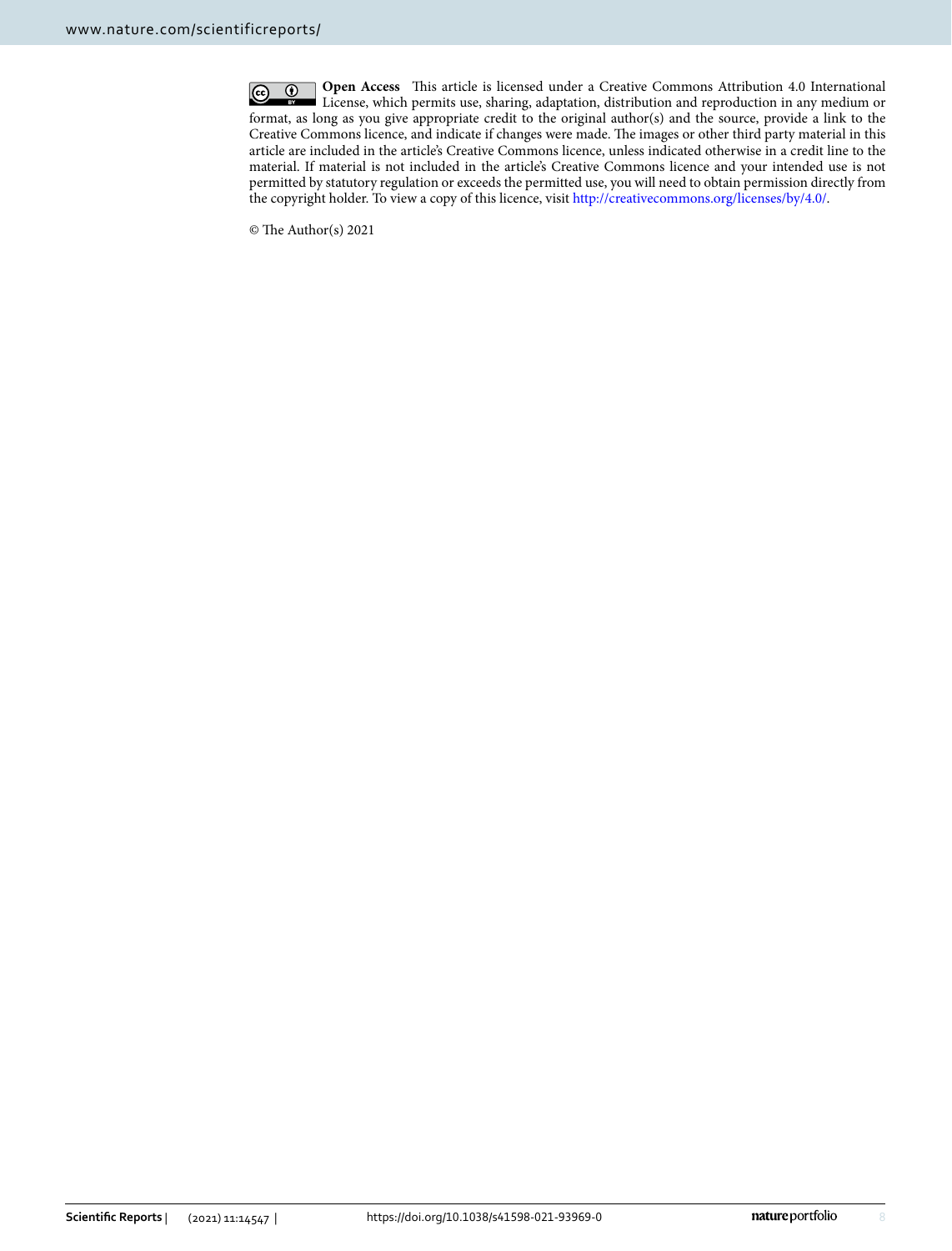**Open Access** This article is licensed under a Creative Commons Attribution 4.0 International License, which permits use, sharing, adaptation, distribution and reproduction in any medium or format, as long as you give appropriate credit to the original author(s) and the source, provide a link to the Creative Commons licence, and indicate if changes were made. The images or other third party material in this article are included in the article's Creative Commons licence, unless indicated otherwise in a credit line to the material. If material is not included in the article's Creative Commons licence and your intended use is not permitted by statutory regulation or exceeds the permitted use, you will need to obtain permission directly from the copyright holder. To view a copy of this licence, visit http://creativecommons.org/licenses/by/4.0/.

© The Author(s) 2021